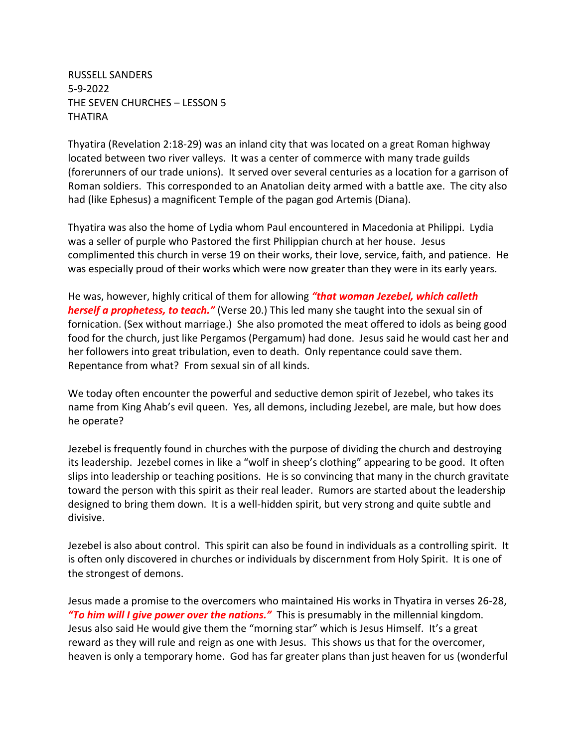RUSSELL SANDERS
5-9-2022
THE SEVEN CHURCHES – LESSON 5
THATIRA

Thyatira (Revelation 2:18-29) was an inland city that was located on a great Roman highway located between two river valleys. It was a center of commerce with many trade guilds (forerunners of our trade unions). It served over several centuries as a location for a garrison of Roman soldiers. This corresponded to an Anatolian deity armed with a battle axe. The city also had (like Ephesus) a magnificent Temple of the pagan god Artemis (Diana).

Thyatira was also the home of Lydia whom Paul encountered in Macedonia at Philippi. Lydia was a seller of purple who Pastored the first Philippian church at her house. Jesus complimented this church in verse 19 on their works, their love, service, faith, and patience. He was especially proud of their works which were now greater than they were in its early years.

He was, however, highly critical of them for allowing ***"that woman Jezebel, which calleth herself a prophetess, to teach."*** (Verse 20.) This led many she taught into the sexual sin of fornication. (Sex without marriage.) She also promoted the meat offered to idols as being good food for the church, just like Pergamos (Pergamum) had done. Jesus said he would cast her and her followers into great tribulation, even to death. Only repentance could save them. Repentance from what? From sexual sin of all kinds.

We today often encounter the powerful and seductive demon spirit of Jezebel, who takes its name from King Ahab's evil queen. Yes, all demons, including Jezebel, are male, but how does he operate?

Jezebel is frequently found in churches with the purpose of dividing the church and destroying its leadership. Jezebel comes in like a "wolf in sheep's clothing" appearing to be good. It often slips into leadership or teaching positions. He is so convincing that many in the church gravitate toward the person with this spirit as their real leader. Rumors are started about the leadership designed to bring them down. It is a well-hidden spirit, but very strong and quite subtle and divisive.

Jezebel is also about control. This spirit can also be found in individuals as a controlling spirit. It is often only discovered in churches or individuals by discernment from Holy Spirit. It is one of the strongest of demons.

Jesus made a promise to the overcomers who maintained His works in Thyatira in verses 26-28, ***"To him will I give power over the nations."*** This is presumably in the millennial kingdom. Jesus also said He would give them the "morning star" which is Jesus Himself. It's a great reward as they will rule and reign as one with Jesus. This shows us that for the overcomer, heaven is only a temporary home. God has far greater plans than just heaven for us (wonderful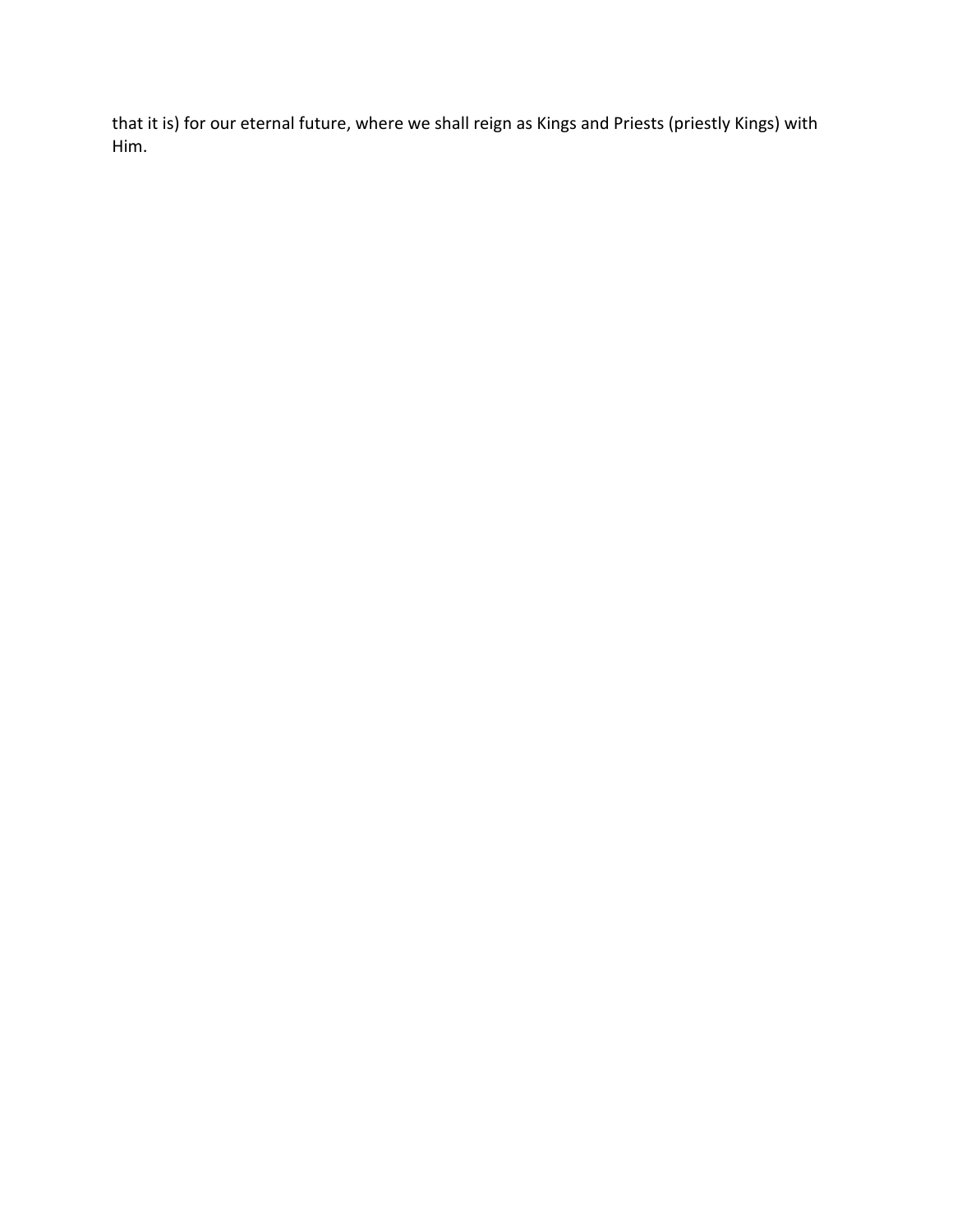that it is) for our eternal future, where we shall reign as Kings and Priests (priestly Kings) with Him.